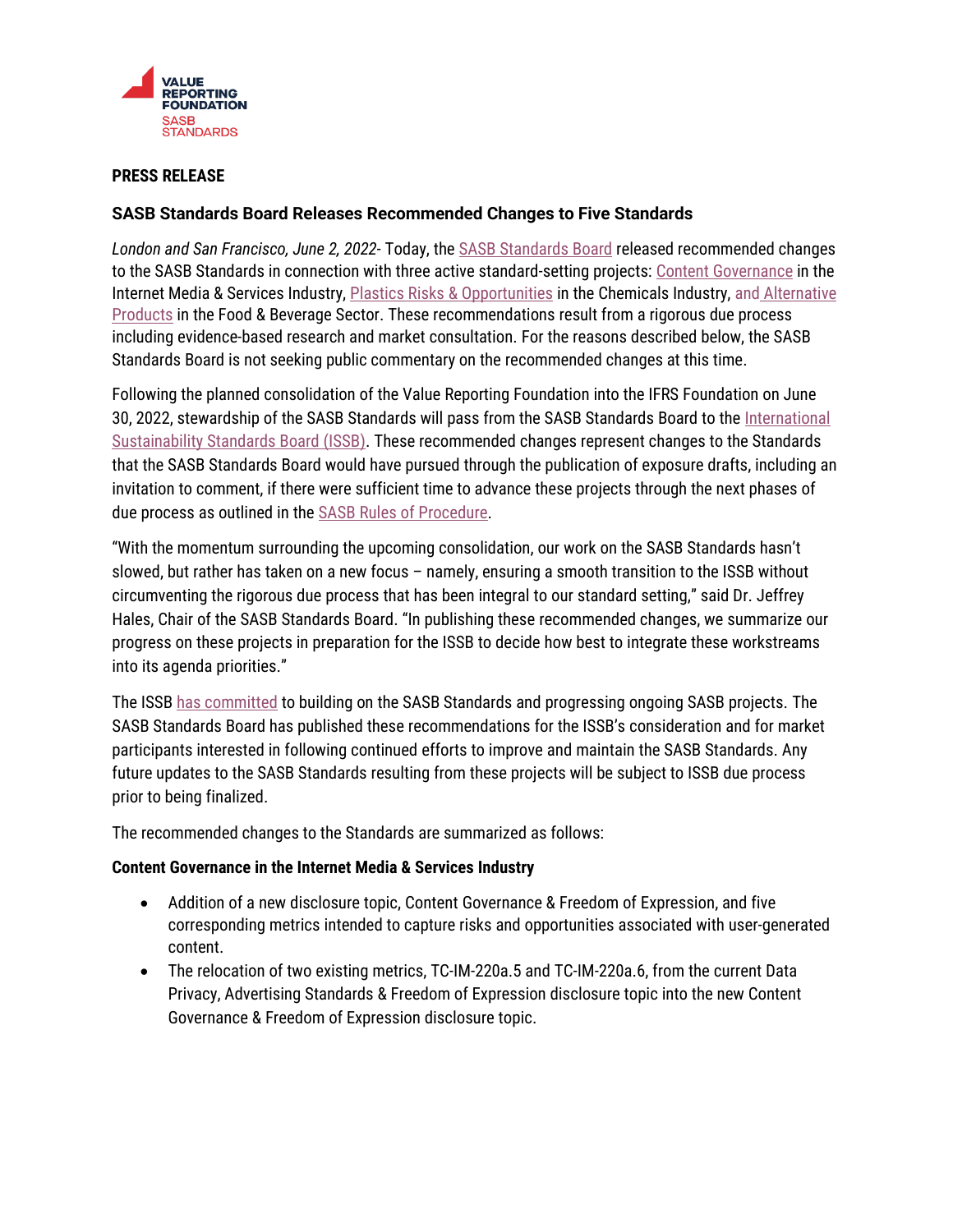VALUE REPORTING FOUNDATION
SASB STANDARDS

**PRESS RELEASE**

**SASB Standards Board Releases Recommended Changes to Five Standards**

*London and San Francisco, June 2, 2022-* Today, the SASB Standards Board released recommended changes to the SASB Standards in connection with three active standard-setting projects: Content Governance in the Internet Media & Services Industry, Plastics Risks & Opportunities in the Chemicals Industry, and Alternative Products in the Food & Beverage Sector. These recommendations result from a rigorous due process including evidence-based research and market consultation. For the reasons described below, the SASB Standards Board is not seeking public commentary on the recommended changes at this time.

Following the planned consolidation of the Value Reporting Foundation into the IFRS Foundation on June 30, 2022, stewardship of the SASB Standards will pass from the SASB Standards Board to the International Sustainability Standards Board (ISSB). These recommended changes represent changes to the Standards that the SASB Standards Board would have pursued through the publication of exposure drafts, including an invitation to comment, if there were sufficient time to advance these projects through the next phases of due process as outlined in the SASB Rules of Procedure.

"With the momentum surrounding the upcoming consolidation, our work on the SASB Standards hasn't slowed, but rather has taken on a new focus – namely, ensuring a smooth transition to the ISSB without circumventing the rigorous due process that has been integral to our standard setting," said Dr. Jeffrey Hales, Chair of the SASB Standards Board. "In publishing these recommended changes, we summarize our progress on these projects in preparation for the ISSB to decide how best to integrate these workstreams into its agenda priorities."

The ISSB has committed to building on the SASB Standards and progressing ongoing SASB projects. The SASB Standards Board has published these recommendations for the ISSB's consideration and for market participants interested in following continued efforts to improve and maintain the SASB Standards. Any future updates to the SASB Standards resulting from these projects will be subject to ISSB due process prior to being finalized.

The recommended changes to the Standards are summarized as follows:

**Content Governance in the Internet Media & Services Industry**

- Addition of a new disclosure topic, Content Governance & Freedom of Expression, and five corresponding metrics intended to capture risks and opportunities associated with user-generated content.
- The relocation of two existing metrics, TC-IM-220a.5 and TC-IM-220a.6, from the current Data Privacy, Advertising Standards & Freedom of Expression disclosure topic into the new Content Governance & Freedom of Expression disclosure topic.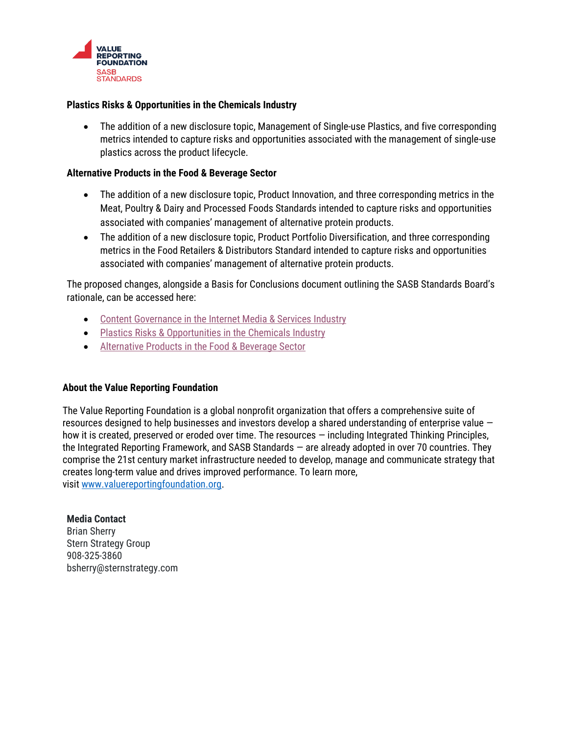VALUE REPORTING FOUNDATION SASB STANDARDS

**Plastics Risks & Opportunities in the Chemicals Industry**

- The addition of a new disclosure topic, Management of Single-use Plastics, and five corresponding metrics intended to capture risks and opportunities associated with the management of single-use plastics across the product lifecycle.

**Alternative Products in the Food & Beverage Sector**

- The addition of a new disclosure topic, Product Innovation, and three corresponding metrics in the Meat, Poultry & Dairy and Processed Foods Standards intended to capture risks and opportunities associated with companies' management of alternative protein products.
- The addition of a new disclosure topic, Product Portfolio Diversification, and three corresponding metrics in the Food Retailers & Distributors Standard intended to capture risks and opportunities associated with companies' management of alternative protein products.

The proposed changes, alongside a Basis for Conclusions document outlining the SASB Standards Board's rationale, can be accessed here:

- Content Governance in the Internet Media & Services Industry
- Plastics Risks & Opportunities in the Chemicals Industry
- Alternative Products in the Food & Beverage Sector

**About the Value Reporting Foundation**

The Value Reporting Foundation is a global nonprofit organization that offers a comprehensive suite of resources designed to help businesses and investors develop a shared understanding of enterprise value — how it is created, preserved or eroded over time. The resources — including Integrated Thinking Principles, the Integrated Reporting Framework, and SASB Standards — are already adopted in over 70 countries. They comprise the 21st century market infrastructure needed to develop, manage and communicate strategy that creates long-term value and drives improved performance. To learn more, visit www.valuereportingfoundation.org.

**Media Contact**
Brian Sherry
Stern Strategy Group
908-325-3860
bsherry@sternstrategy.com